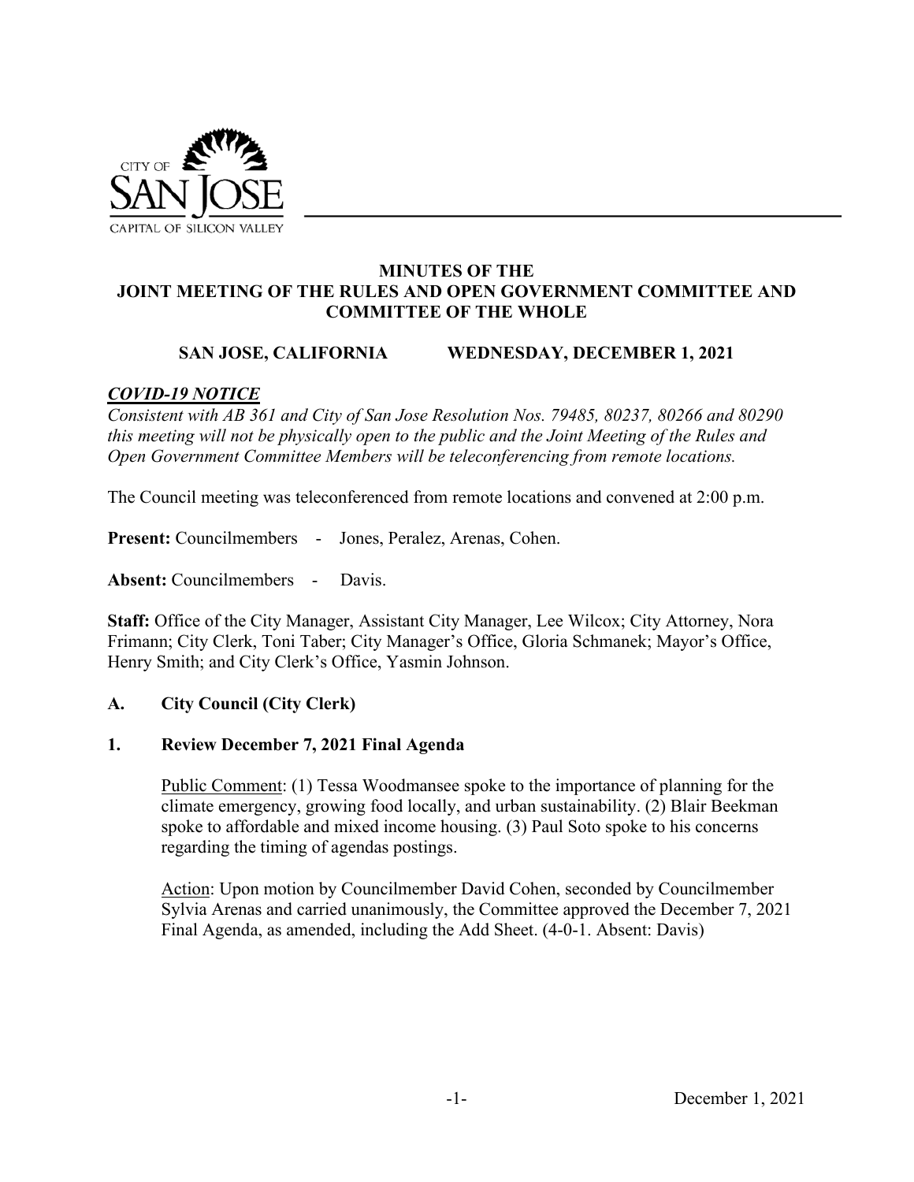CITY OF SAN JOSE
CAPITAL OF SILICON VALLEY

# MINUTES OF THE JOINT MEETING OF THE RULES AND OPEN GOVERNMENT COMMITTEE AND COMMITTEE OF THE WHOLE

**SAN JOSE, CALIFORNIA WEDNESDAY, DECEMBER 1, 2021**

***COVID-19 NOTICE***

*Consistent with AB 361 and City of San Jose Resolution Nos. 79485, 80237, 80266 and 80290 this meeting will not be physically open to the public and the Joint Meeting of the Rules and Open Government Committee Members will be teleconferencing from remote locations.*

The Council meeting was teleconferenced from remote locations and convened at 2:00 p.m.

**Present:** Councilmembers - Jones, Peralez, Arenas, Cohen.

**Absent:** Councilmembers - Davis.

**Staff:** Office of the City Manager, Assistant City Manager, Lee Wilcox; City Attorney, Nora Frimann; City Clerk, Toni Taber; City Manager's Office, Gloria Schmanek; Mayor's Office, Henry Smith; and City Clerk's Office, Yasmin Johnson.

## A. City Council (City Clerk)

### 1. Review December 7, 2021 Final Agenda

Public Comment: (1) Tessa Woodmansee spoke to the importance of planning for the climate emergency, growing food locally, and urban sustainability. (2) Blair Beekman spoke to affordable and mixed income housing. (3) Paul Soto spoke to his concerns regarding the timing of agendas postings.

Action: Upon motion by Councilmember David Cohen, seconded by Councilmember Sylvia Arenas and carried unanimously, the Committee approved the December 7, 2021 Final Agenda, as amended, including the Add Sheet. (4-0-1. Absent: Davis)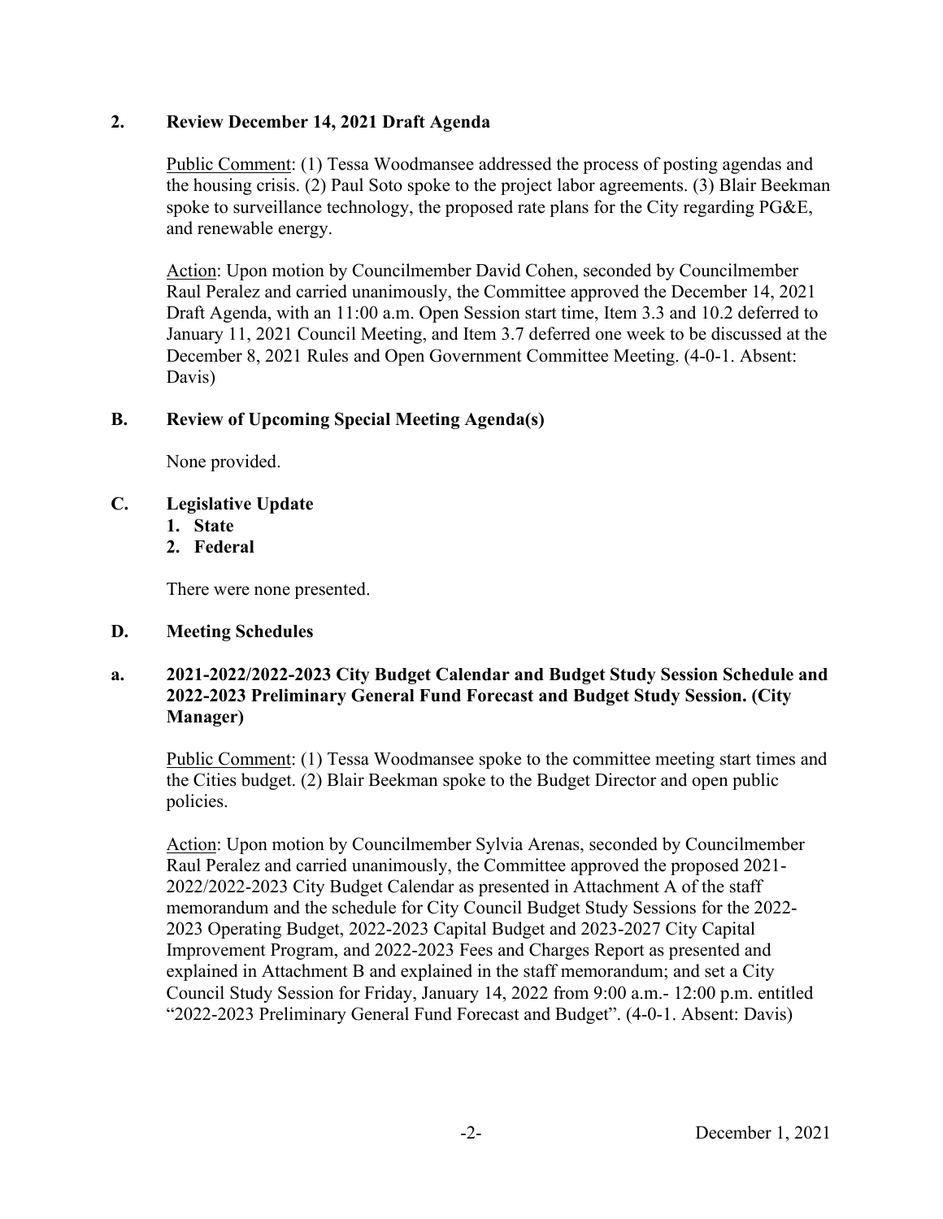**2. Review December 14, 2021 Draft Agenda**

Public Comment: (1) Tessa Woodmansee addressed the process of posting agendas and the housing crisis. (2) Paul Soto spoke to the project labor agreements. (3) Blair Beekman spoke to surveillance technology, the proposed rate plans for the City regarding PG&E, and renewable energy.

Action: Upon motion by Councilmember David Cohen, seconded by Councilmember Raul Peralez and carried unanimously, the Committee approved the December 14, 2021 Draft Agenda, with an 11:00 a.m. Open Session start time, Item 3.3 and 10.2 deferred to January 11, 2021 Council Meeting, and Item 3.7 deferred one week to be discussed at the December 8, 2021 Rules and Open Government Committee Meeting. (4-0-1. Absent: Davis)

**B. Review of Upcoming Special Meeting Agenda(s)**

None provided.

**C. Legislative Update**

1. **State**
2. **Federal**

There were none presented.

**D. Meeting Schedules**

**a. 2021-2022/2022-2023 City Budget Calendar and Budget Study Session Schedule and 2022-2023 Preliminary General Fund Forecast and Budget Study Session. (City Manager)**

Public Comment: (1) Tessa Woodmansee spoke to the committee meeting start times and the Cities budget. (2) Blair Beekman spoke to the Budget Director and open public policies.

Action: Upon motion by Councilmember Sylvia Arenas, seconded by Councilmember Raul Peralez and carried unanimously, the Committee approved the proposed 2021-2022/2022-2023 City Budget Calendar as presented in Attachment A of the staff memorandum and the schedule for City Council Budget Study Sessions for the 2022-2023 Operating Budget, 2022-2023 Capital Budget and 2023-2027 City Capital Improvement Program, and 2022-2023 Fees and Charges Report as presented and explained in Attachment B and explained in the staff memorandum; and set a City Council Study Session for Friday, January 14, 2022 from 9:00 a.m.- 12:00 p.m. entitled "2022-2023 Preliminary General Fund Forecast and Budget". (4-0-1. Absent: Davis)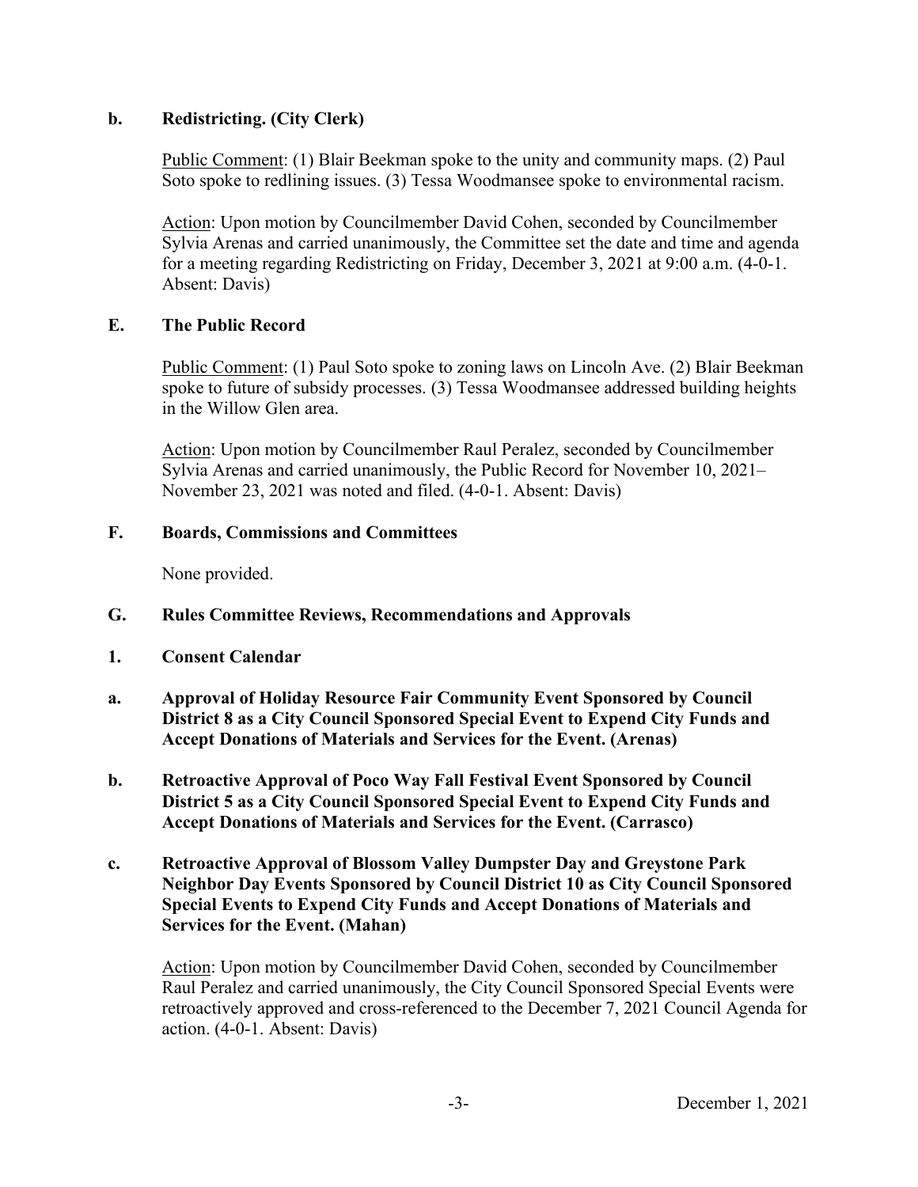**b. Redistricting. (City Clerk)**

Public Comment: (1) Blair Beekman spoke to the unity and community maps. (2) Paul Soto spoke to redlining issues. (3) Tessa Woodmansee spoke to environmental racism.

Action: Upon motion by Councilmember David Cohen, seconded by Councilmember Sylvia Arenas and carried unanimously, the Committee set the date and time and agenda for a meeting regarding Redistricting on Friday, December 3, 2021 at 9:00 a.m. (4-0-1. Absent: Davis)

## E. The Public Record

Public Comment: (1) Paul Soto spoke to zoning laws on Lincoln Ave. (2) Blair Beekman spoke to future of subsidy processes. (3) Tessa Woodmansee addressed building heights in the Willow Glen area.

Action: Upon motion by Councilmember Raul Peralez, seconded by Councilmember Sylvia Arenas and carried unanimously, the Public Record for November 10, 2021–November 23, 2021 was noted and filed. (4-0-1. Absent: Davis)

## F. Boards, Commissions and Committees

None provided.

## G. Rules Committee Reviews, Recommendations and Approvals

**1. Consent Calendar**

**a. Approval of Holiday Resource Fair Community Event Sponsored by Council District 8 as a City Council Sponsored Special Event to Expend City Funds and Accept Donations of Materials and Services for the Event. (Arenas)**

**b. Retroactive Approval of Poco Way Fall Festival Event Sponsored by Council District 5 as a City Council Sponsored Special Event to Expend City Funds and Accept Donations of Materials and Services for the Event. (Carrasco)**

**c. Retroactive Approval of Blossom Valley Dumpster Day and Greystone Park Neighbor Day Events Sponsored by Council District 10 as City Council Sponsored Special Events to Expend City Funds and Accept Donations of Materials and Services for the Event. (Mahan)**

Action: Upon motion by Councilmember David Cohen, seconded by Councilmember Raul Peralez and carried unanimously, the City Council Sponsored Special Events were retroactively approved and cross-referenced to the December 7, 2021 Council Agenda for action. (4-0-1. Absent: Davis)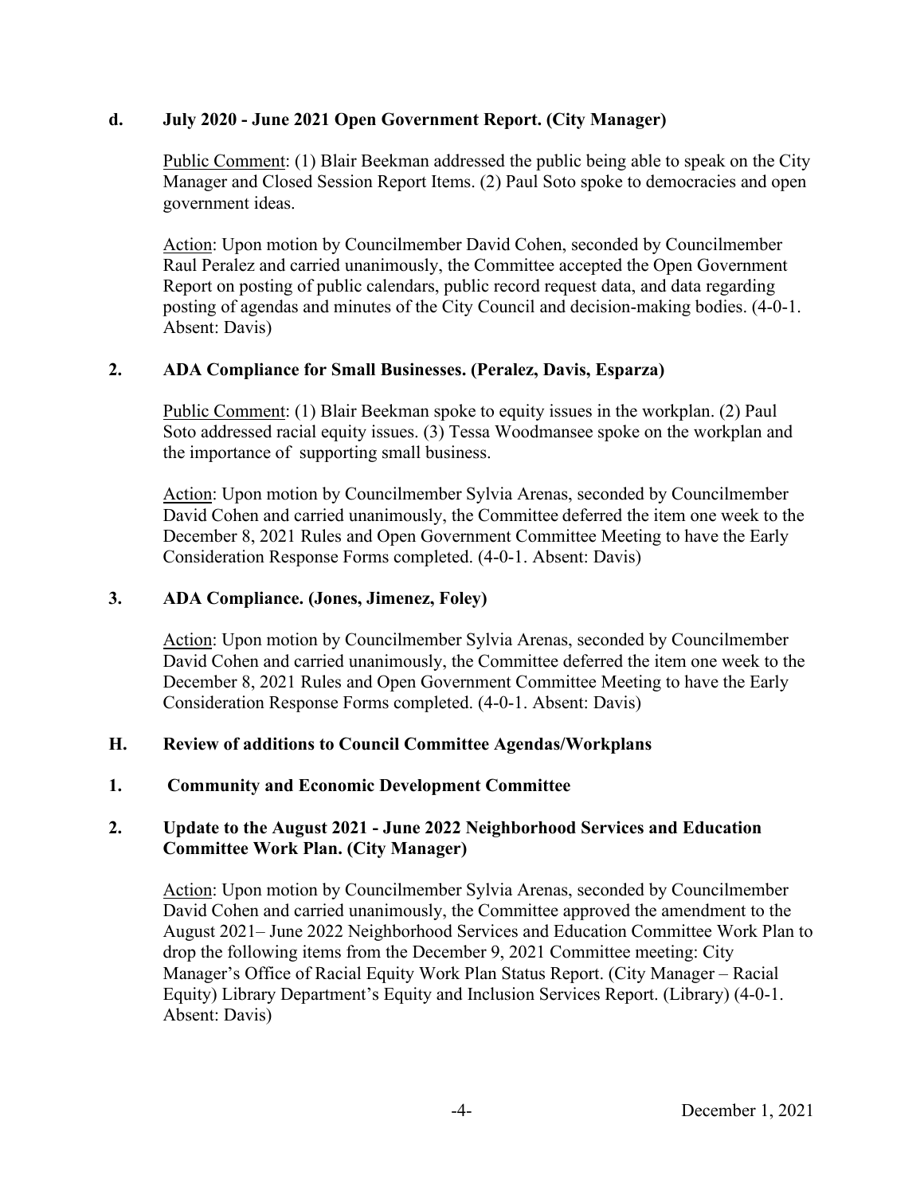**d. July 2020 - June 2021 Open Government Report. (City Manager)**

Public Comment: (1) Blair Beekman addressed the public being able to speak on the City Manager and Closed Session Report Items. (2) Paul Soto spoke to democracies and open government ideas.

Action: Upon motion by Councilmember David Cohen, seconded by Councilmember Raul Peralez and carried unanimously, the Committee accepted the Open Government Report on posting of public calendars, public record request data, and data regarding posting of agendas and minutes of the City Council and decision-making bodies. (4-0-1. Absent: Davis)

**2. ADA Compliance for Small Businesses. (Peralez, Davis, Esparza)**

Public Comment: (1) Blair Beekman spoke to equity issues in the workplan. (2) Paul Soto addressed racial equity issues. (3) Tessa Woodmansee spoke on the workplan and the importance of supporting small business.

Action: Upon motion by Councilmember Sylvia Arenas, seconded by Councilmember David Cohen and carried unanimously, the Committee deferred the item one week to the December 8, 2021 Rules and Open Government Committee Meeting to have the Early Consideration Response Forms completed. (4-0-1. Absent: Davis)

**3. ADA Compliance. (Jones, Jimenez, Foley)**

Action: Upon motion by Councilmember Sylvia Arenas, seconded by Councilmember David Cohen and carried unanimously, the Committee deferred the item one week to the December 8, 2021 Rules and Open Government Committee Meeting to have the Early Consideration Response Forms completed. (4-0-1. Absent: Davis)

**H. Review of additions to Council Committee Agendas/Workplans**

**1. Community and Economic Development Committee**

**2. Update to the August 2021 - June 2022 Neighborhood Services and Education Committee Work Plan. (City Manager)**

Action: Upon motion by Councilmember Sylvia Arenas, seconded by Councilmember David Cohen and carried unanimously, the Committee approved the amendment to the August 2021– June 2022 Neighborhood Services and Education Committee Work Plan to drop the following items from the December 9, 2021 Committee meeting: City Manager's Office of Racial Equity Work Plan Status Report. (City Manager – Racial Equity) Library Department's Equity and Inclusion Services Report. (Library) (4-0-1. Absent: Davis)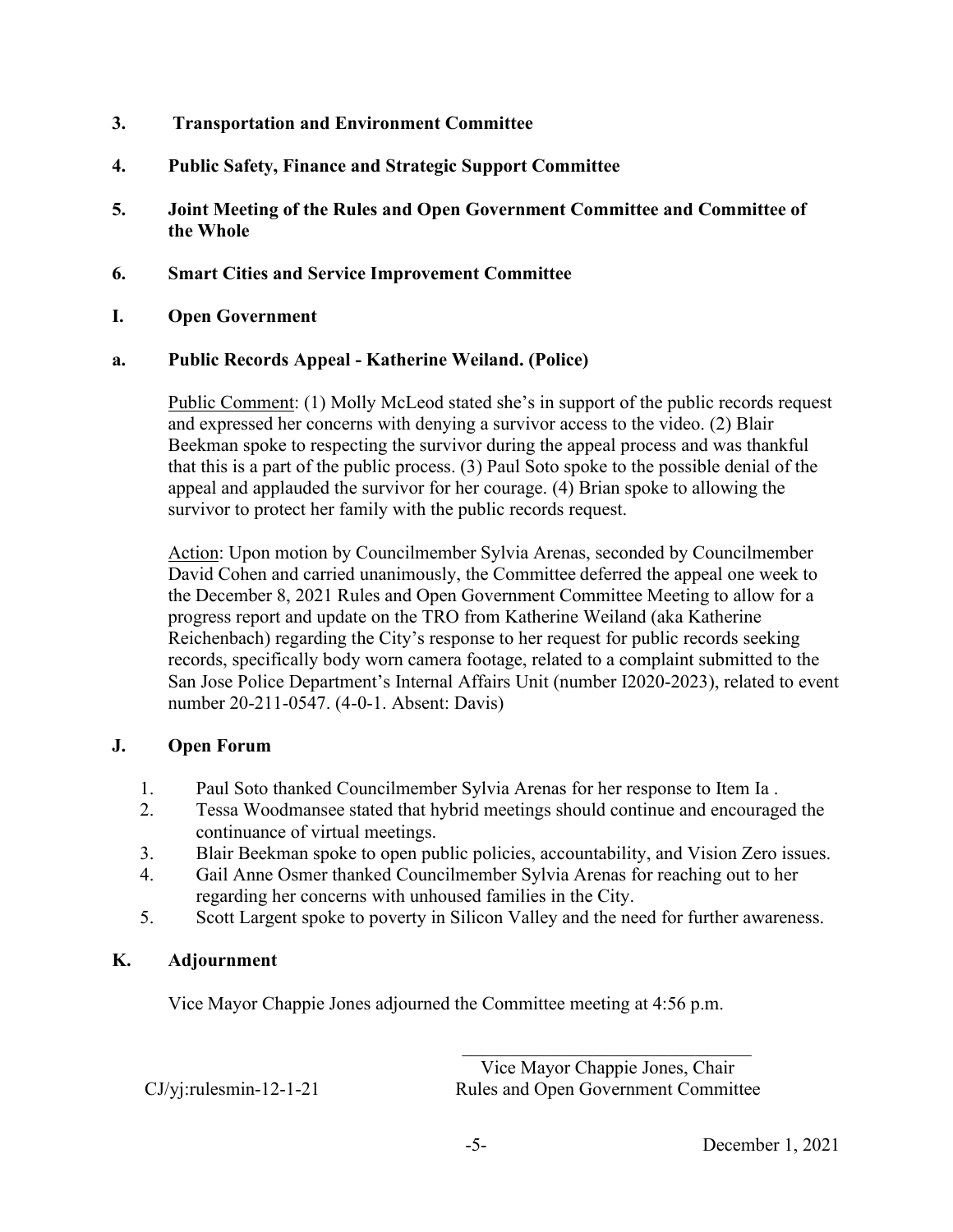**3. Transportation and Environment Committee**

**4. Public Safety, Finance and Strategic Support Committee**

**5. Joint Meeting of the Rules and Open Government Committee and Committee of the Whole**

**6. Smart Cities and Service Improvement Committee**

## I. Open Government

### a. Public Records Appeal - Katherine Weiland. (Police)

Public Comment: (1) Molly McLeod stated she's in support of the public records request and expressed her concerns with denying a survivor access to the video. (2) Blair Beekman spoke to respecting the survivor during the appeal process and was thankful that this is a part of the public process. (3) Paul Soto spoke to the possible denial of the appeal and applauded the survivor for her courage. (4) Brian spoke to allowing the survivor to protect her family with the public records request.

Action: Upon motion by Councilmember Sylvia Arenas, seconded by Councilmember David Cohen and carried unanimously, the Committee deferred the appeal one week to the December 8, 2021 Rules and Open Government Committee Meeting to allow for a progress report and update on the TRO from Katherine Weiland (aka Katherine Reichenbach) regarding the City's response to her request for public records seeking records, specifically body worn camera footage, related to a complaint submitted to the San Jose Police Department's Internal Affairs Unit (number I2020-2023), related to event number 20-211-0547. (4-0-1. Absent: Davis)

## J. Open Forum

1. Paul Soto thanked Councilmember Sylvia Arenas for her response to Item Ia .
2. Tessa Woodmansee stated that hybrid meetings should continue and encouraged the continuance of virtual meetings.
3. Blair Beekman spoke to open public policies, accountability, and Vision Zero issues.
4. Gail Anne Osmer thanked Councilmember Sylvia Arenas for reaching out to her regarding her concerns with unhoused families in the City.
5. Scott Largent spoke to poverty in Silicon Valley and the need for further awareness.

## K. Adjournment

Vice Mayor Chappie Jones adjourned the Committee meeting at 4:56 p.m.

\_\_\_\_\_\_\_\_\_\_\_\_\_\_\_\_\_\_\_\_\_\_\_\_\_\_\_\_\_\_\_\_

Vice Mayor Chappie Jones, Chair
Rules and Open Government Committee

CJ/yj:rulesmin-12-1-21

December 1, 2021